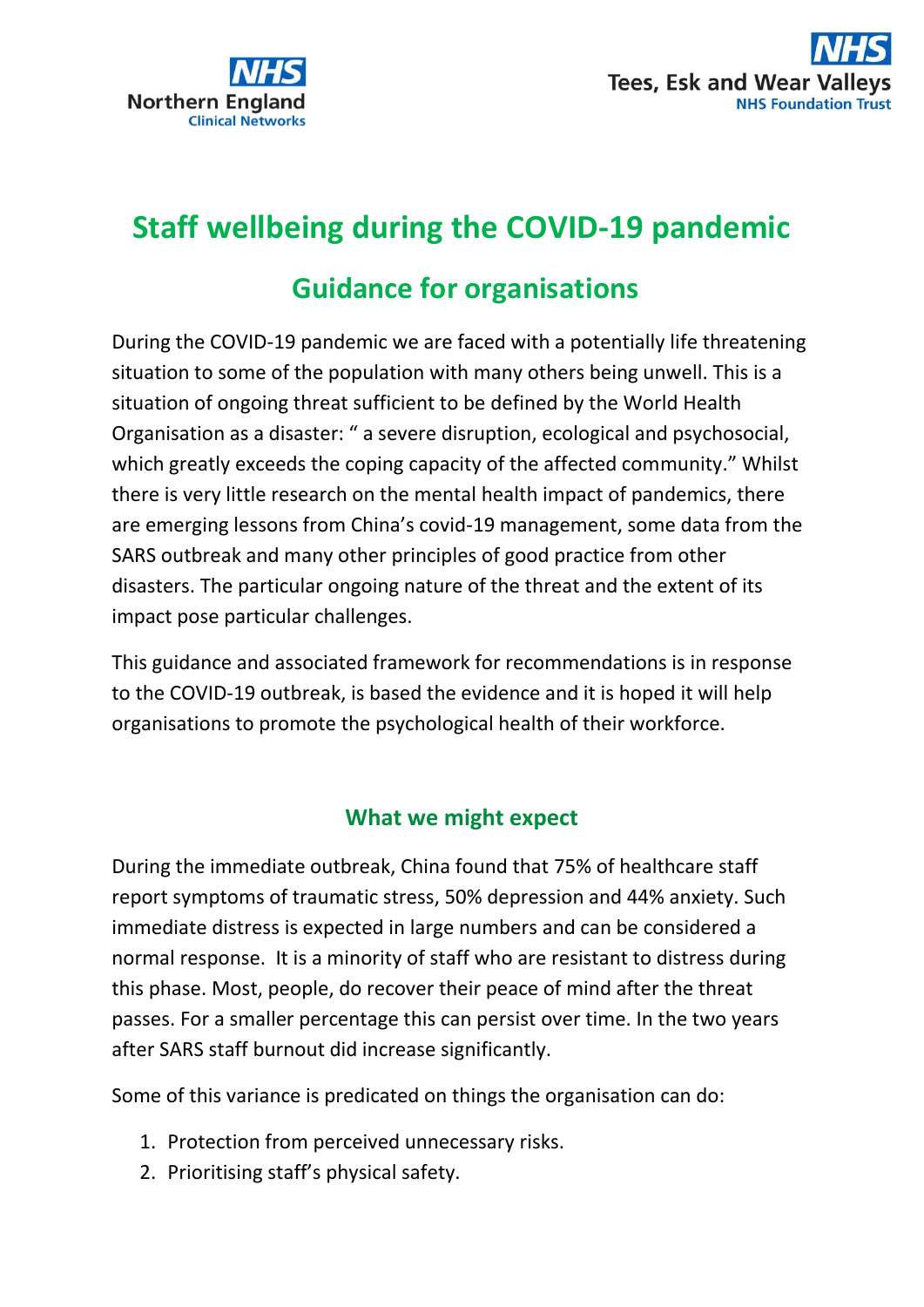NHS Northern England Clinical Networks

NHS Tees, Esk and Wear Valleys NHS Foundation Trust

# Staff wellbeing during the COVID-19 pandemic

## Guidance for organisations

During the COVID-19 pandemic we are faced with a potentially life threatening situation to some of the population with many others being unwell. This is a situation of ongoing threat sufficient to be defined by the World Health Organisation as a disaster: " a severe disruption, ecological and psychosocial, which greatly exceeds the coping capacity of the affected community." Whilst there is very little research on the mental health impact of pandemics, there are emerging lessons from China's covid-19 management, some data from the SARS outbreak and many other principles of good practice from other disasters. The particular ongoing nature of the threat and the extent of its impact pose particular challenges.

This guidance and associated framework for recommendations is in response to the COVID-19 outbreak, is based the evidence and it is hoped it will help organisations to promote the psychological health of their workforce.

### What we might expect

During the immediate outbreak, China found that 75% of healthcare staff report symptoms of traumatic stress, 50% depression and 44% anxiety. Such immediate distress is expected in large numbers and can be considered a normal response. It is a minority of staff who are resistant to distress during this phase. Most, people, do recover their peace of mind after the threat passes. For a smaller percentage this can persist over time. In the two years after SARS staff burnout did increase significantly.

Some of this variance is predicated on things the organisation can do:

1. Protection from perceived unnecessary risks.
2. Prioritising staff's physical safety.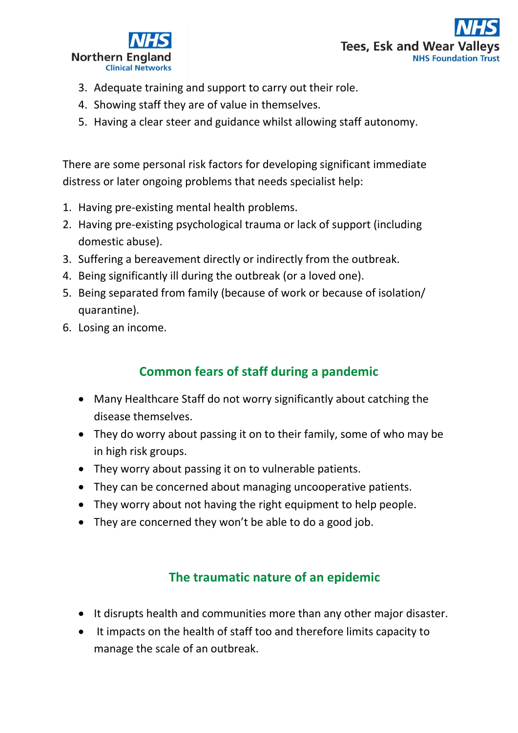3. Adequate training and support to carry out their role.
4. Showing staff they are of value in themselves.
5. Having a clear steer and guidance whilst allowing staff autonomy.

There are some personal risk factors for developing significant immediate distress or later ongoing problems that needs specialist help:

1. Having pre-existing mental health problems.
2. Having pre-existing psychological trauma or lack of support (including domestic abuse).
3. Suffering a bereavement directly or indirectly from the outbreak.
4. Being significantly ill during the outbreak (or a loved one).
5. Being separated from family (because of work or because of isolation/ quarantine).
6. Losing an income.

## Common fears of staff during a pandemic

- Many Healthcare Staff do not worry significantly about catching the disease themselves.
- They do worry about passing it on to their family, some of who may be in high risk groups.
- They worry about passing it on to vulnerable patients.
- They can be concerned about managing uncooperative patients.
- They worry about not having the right equipment to help people.
- They are concerned they won't be able to do a good job.

## The traumatic nature of an epidemic

- It disrupts health and communities more than any other major disaster.
- It impacts on the health of staff too and therefore limits capacity to manage the scale of an outbreak.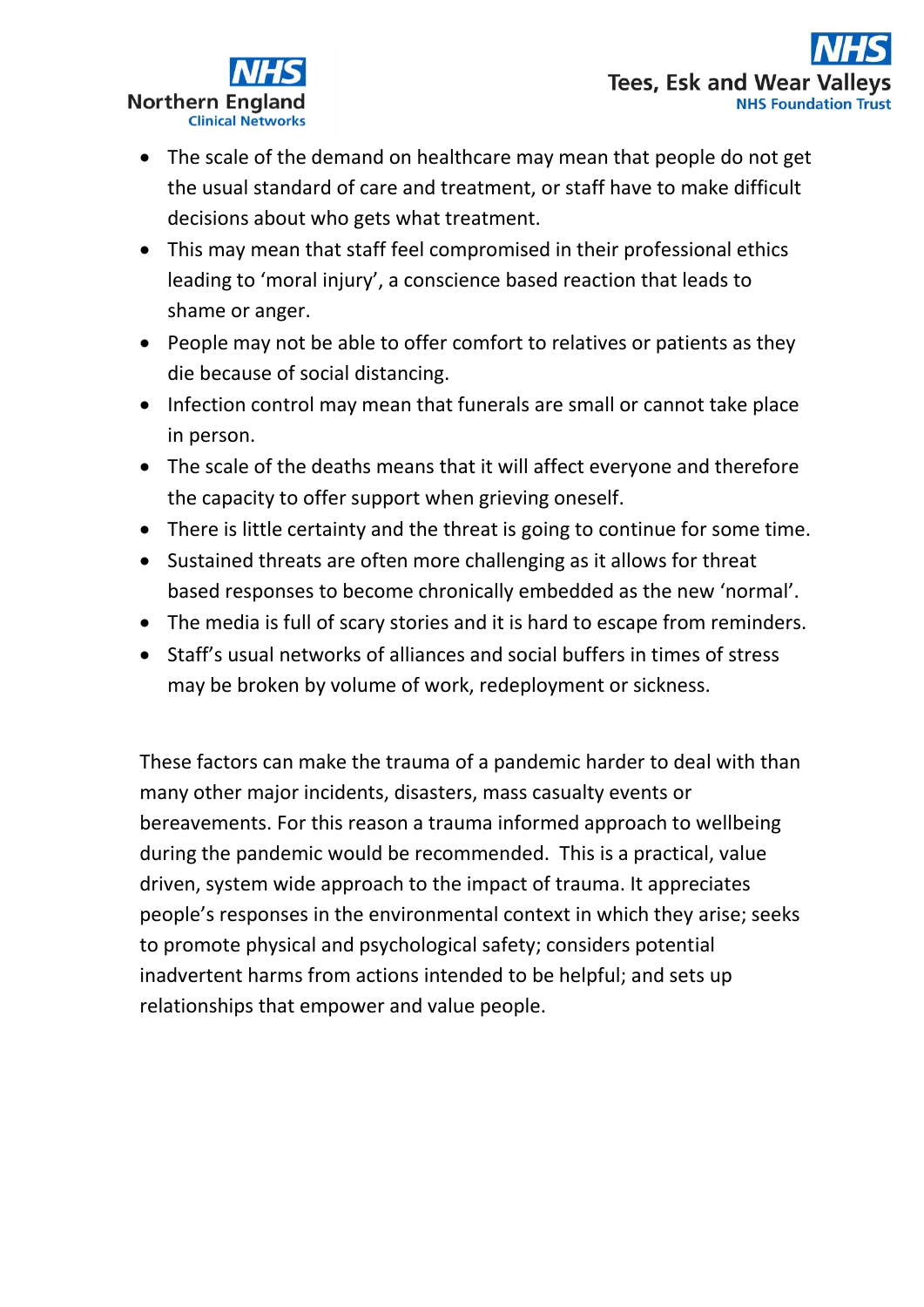- The scale of the demand on healthcare may mean that people do not get the usual standard of care and treatment, or staff have to make difficult decisions about who gets what treatment.
- This may mean that staff feel compromised in their professional ethics leading to 'moral injury', a conscience based reaction that leads to shame or anger.
- People may not be able to offer comfort to relatives or patients as they die because of social distancing.
- Infection control may mean that funerals are small or cannot take place in person.
- The scale of the deaths means that it will affect everyone and therefore the capacity to offer support when grieving oneself.
- There is little certainty and the threat is going to continue for some time.
- Sustained threats are often more challenging as it allows for threat based responses to become chronically embedded as the new 'normal'.
- The media is full of scary stories and it is hard to escape from reminders.
- Staff's usual networks of alliances and social buffers in times of stress may be broken by volume of work, redeployment or sickness.

These factors can make the trauma of a pandemic harder to deal with than many other major incidents, disasters, mass casualty events or bereavements. For this reason a trauma informed approach to wellbeing during the pandemic would be recommended. This is a practical, value driven, system wide approach to the impact of trauma. It appreciates people's responses in the environmental context in which they arise; seeks to promote physical and psychological safety; considers potential inadvertent harms from actions intended to be helpful; and sets up relationships that empower and value people.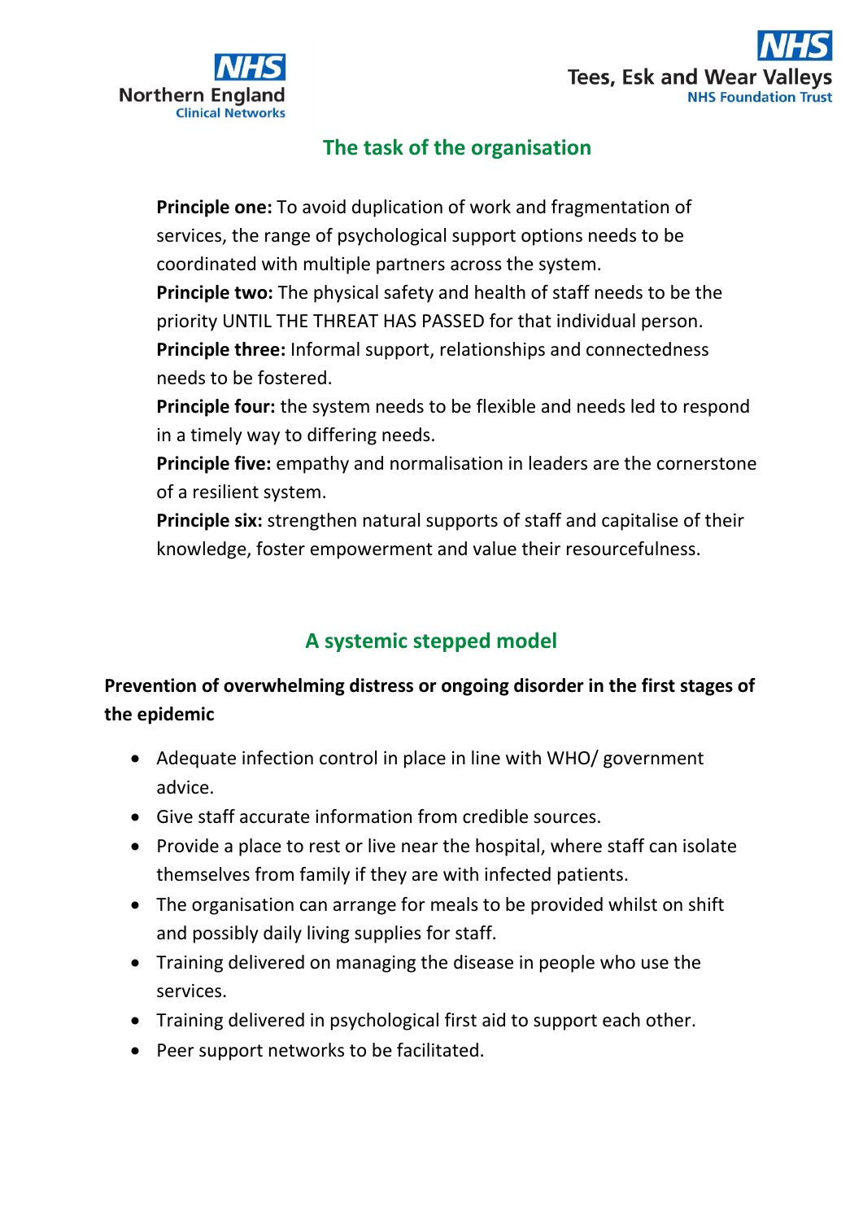## The task of the organisation

**Principle one:** To avoid duplication of work and fragmentation of services, the range of psychological support options needs to be coordinated with multiple partners across the system.
**Principle two:** The physical safety and health of staff needs to be the priority UNTIL THE THREAT HAS PASSED for that individual person.
**Principle three:** Informal support, relationships and connectedness needs to be fostered.
**Principle four:** the system needs to be flexible and needs led to respond in a timely way to differing needs.
**Principle five:** empathy and normalisation in leaders are the cornerstone of a resilient system.
**Principle six:** strengthen natural supports of staff and capitalise of their knowledge, foster empowerment and value their resourcefulness.

## A systemic stepped model

**Prevention of overwhelming distress or ongoing disorder in the first stages of the epidemic**

- Adequate infection control in place in line with WHO/ government advice.
- Give staff accurate information from credible sources.
- Provide a place to rest or live near the hospital, where staff can isolate themselves from family if they are with infected patients.
- The organisation can arrange for meals to be provided whilst on shift and possibly daily living supplies for staff.
- Training delivered on managing the disease in people who use the services.
- Training delivered in psychological first aid to support each other.
- Peer support networks to be facilitated.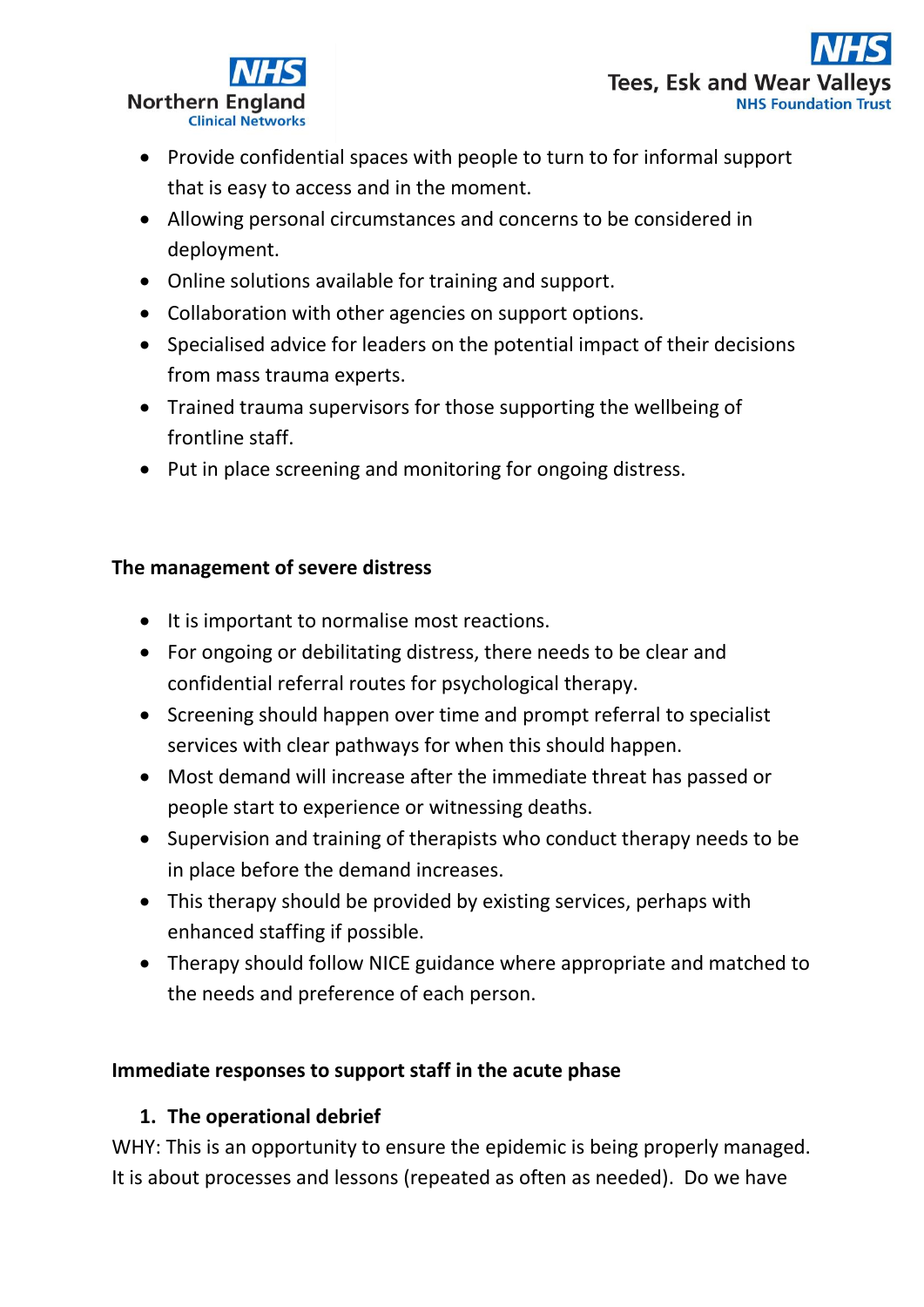- Provide confidential spaces with people to turn to for informal support that is easy to access and in the moment.
- Allowing personal circumstances and concerns to be considered in deployment.
- Online solutions available for training and support.
- Collaboration with other agencies on support options.
- Specialised advice for leaders on the potential impact of their decisions from mass trauma experts.
- Trained trauma supervisors for those supporting the wellbeing of frontline staff.
- Put in place screening and monitoring for ongoing distress.

**The management of severe distress**

- It is important to normalise most reactions.
- For ongoing or debilitating distress, there needs to be clear and confidential referral routes for psychological therapy.
- Screening should happen over time and prompt referral to specialist services with clear pathways for when this should happen.
- Most demand will increase after the immediate threat has passed or people start to experience or witnessing deaths.
- Supervision and training of therapists who conduct therapy needs to be in place before the demand increases.
- This therapy should be provided by existing services, perhaps with enhanced staffing if possible.
- Therapy should follow NICE guidance where appropriate and matched to the needs and preference of each person.

**Immediate responses to support staff in the acute phase**

1. **The operational debrief**

WHY: This is an opportunity to ensure the epidemic is being properly managed. It is about processes and lessons (repeated as often as needed). Do we have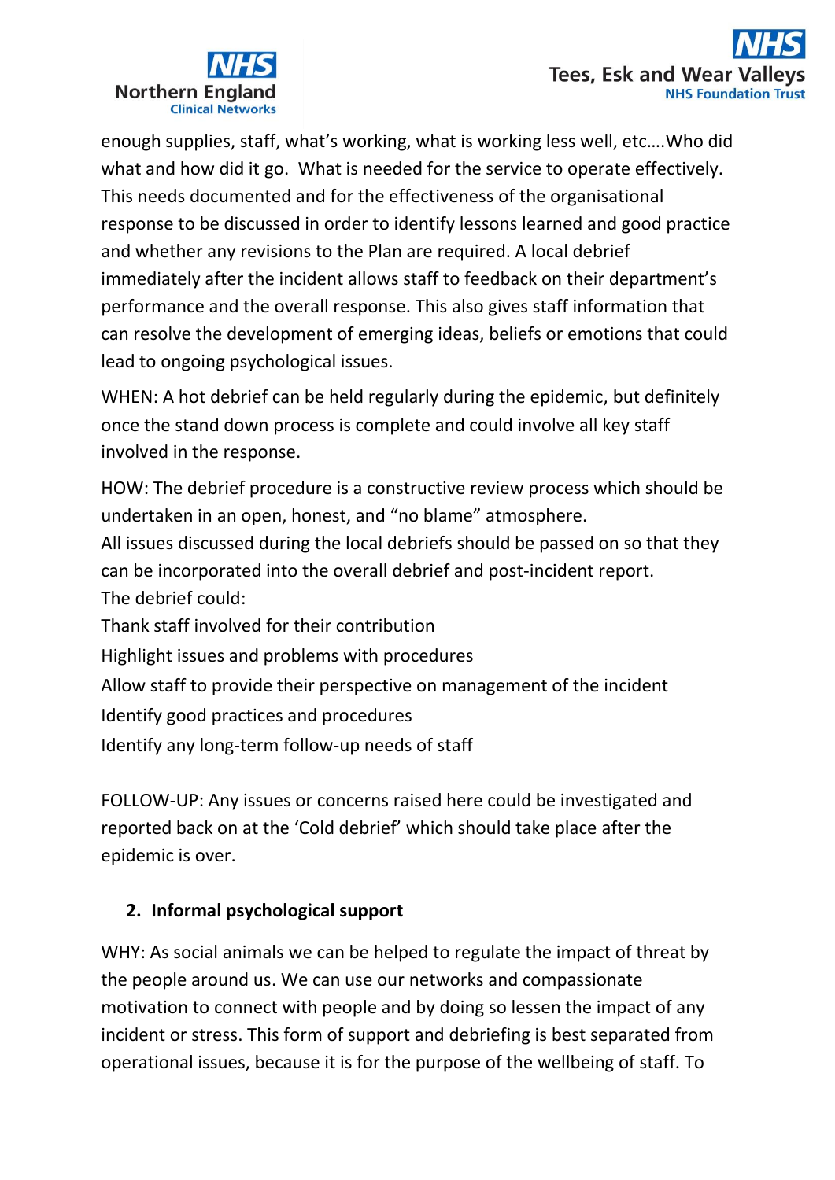enough supplies, staff, what's working, what is working less well, etc….Who did what and how did it go. What is needed for the service to operate effectively. This needs documented and for the effectiveness of the organisational response to be discussed in order to identify lessons learned and good practice and whether any revisions to the Plan are required. A local debrief immediately after the incident allows staff to feedback on their department's performance and the overall response. This also gives staff information that can resolve the development of emerging ideas, beliefs or emotions that could lead to ongoing psychological issues.

WHEN: A hot debrief can be held regularly during the epidemic, but definitely once the stand down process is complete and could involve all key staff involved in the response.

HOW: The debrief procedure is a constructive review process which should be undertaken in an open, honest, and "no blame" atmosphere.
All issues discussed during the local debriefs should be passed on so that they can be incorporated into the overall debrief and post-incident report.
The debrief could:

Thank staff involved for their contribution

Highlight issues and problems with procedures

Allow staff to provide their perspective on management of the incident

Identify good practices and procedures

Identify any long-term follow-up needs of staff

FOLLOW-UP: Any issues or concerns raised here could be investigated and reported back on at the 'Cold debrief' which should take place after the epidemic is over.

## 2. Informal psychological support

WHY: As social animals we can be helped to regulate the impact of threat by the people around us. We can use our networks and compassionate motivation to connect with people and by doing so lessen the impact of any incident or stress. This form of support and debriefing is best separated from operational issues, because it is for the purpose of the wellbeing of staff. To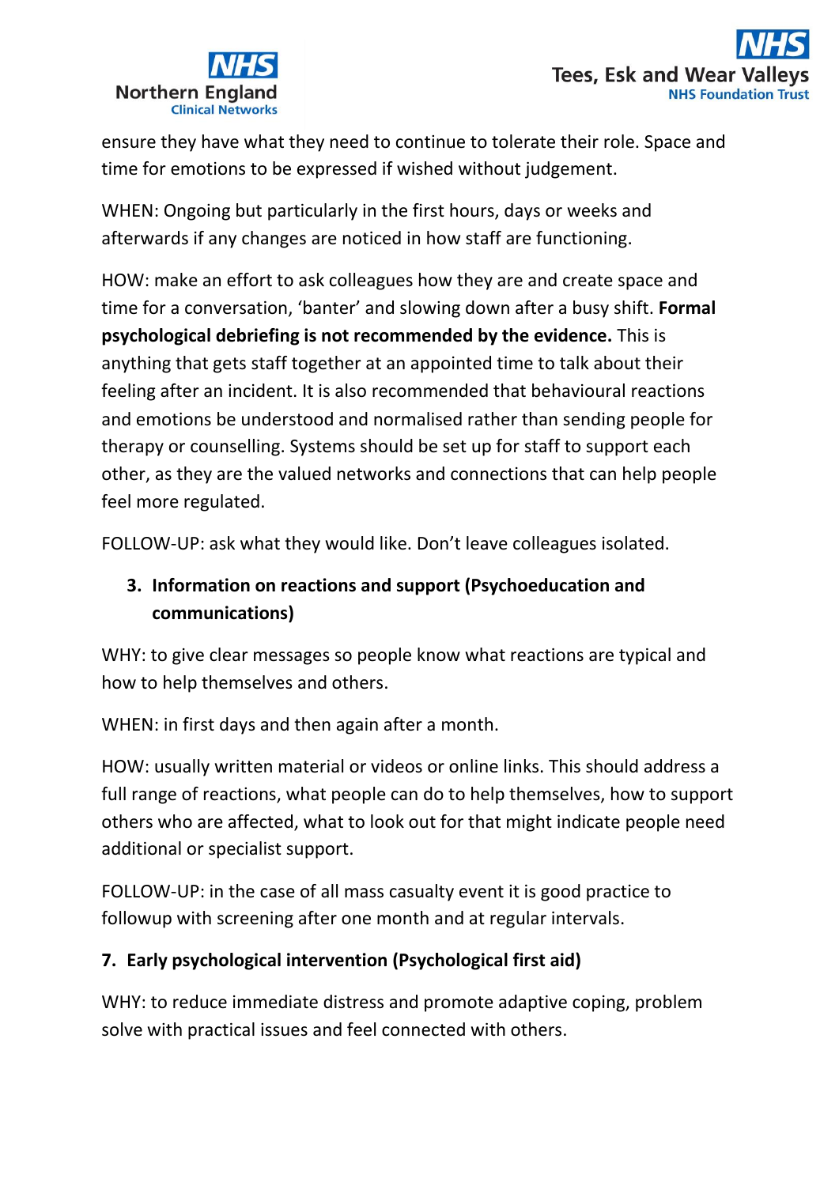ensure they have what they need to continue to tolerate their role. Space and time for emotions to be expressed if wished without judgement.

WHEN: Ongoing but particularly in the first hours, days or weeks and afterwards if any changes are noticed in how staff are functioning.

HOW: make an effort to ask colleagues how they are and create space and time for a conversation, 'banter' and slowing down after a busy shift. **Formal psychological debriefing is not recommended by the evidence.** This is anything that gets staff together at an appointed time to talk about their feeling after an incident. It is also recommended that behavioural reactions and emotions be understood and normalised rather than sending people for therapy or counselling. Systems should be set up for staff to support each other, as they are the valued networks and connections that can help people feel more regulated.

FOLLOW-UP: ask what they would like. Don't leave colleagues isolated.

3. **Information on reactions and support (Psychoeducation and communications)**

WHY: to give clear messages so people know what reactions are typical and how to help themselves and others.

WHEN: in first days and then again after a month.

HOW: usually written material or videos or online links. This should address a full range of reactions, what people can do to help themselves, how to support others who are affected, what to look out for that might indicate people need additional or specialist support.

FOLLOW-UP: in the case of all mass casualty event it is good practice to followup with screening after one month and at regular intervals.

7. **Early psychological intervention (Psychological first aid)**

WHY: to reduce immediate distress and promote adaptive coping, problem solve with practical issues and feel connected with others.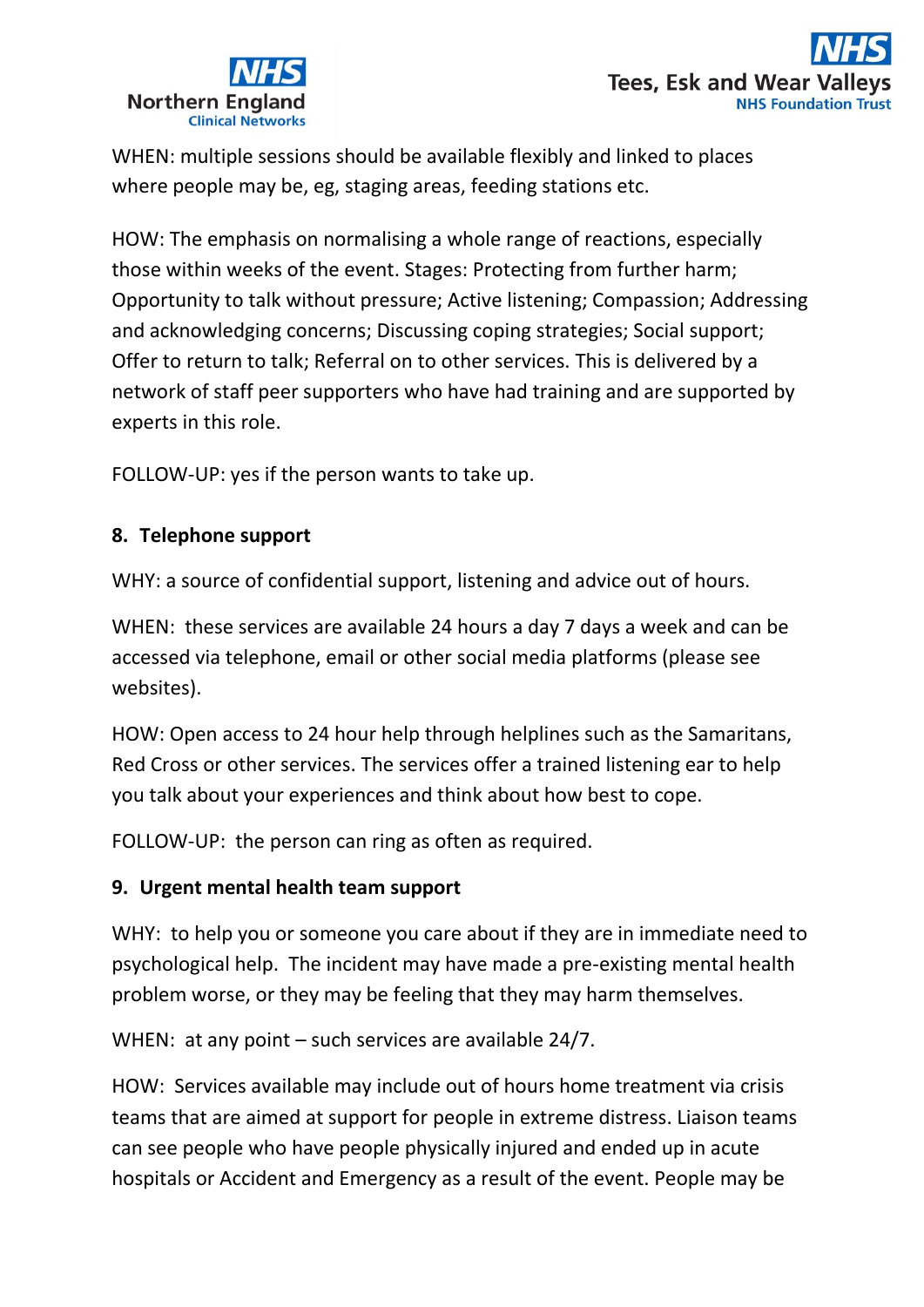WHEN: multiple sessions should be available flexibly and linked to places where people may be, eg, staging areas, feeding stations etc.

HOW: The emphasis on normalising a whole range of reactions, especially those within weeks of the event. Stages: Protecting from further harm; Opportunity to talk without pressure; Active listening; Compassion; Addressing and acknowledging concerns; Discussing coping strategies; Social support; Offer to return to talk; Referral on to other services. This is delivered by a network of staff peer supporters who have had training and are supported by experts in this role.

FOLLOW-UP: yes if the person wants to take up.

### 8. Telephone support

WHY: a source of confidential support, listening and advice out of hours.

WHEN: these services are available 24 hours a day 7 days a week and can be accessed via telephone, email or other social media platforms (please see websites).

HOW: Open access to 24 hour help through helplines such as the Samaritans, Red Cross or other services. The services offer a trained listening ear to help you talk about your experiences and think about how best to cope.

FOLLOW-UP: the person can ring as often as required.

### 9. Urgent mental health team support

WHY: to help you or someone you care about if they are in immediate need to psychological help. The incident may have made a pre-existing mental health problem worse, or they may be feeling that they may harm themselves.

WHEN: at any point – such services are available 24/7.

HOW: Services available may include out of hours home treatment via crisis teams that are aimed at support for people in extreme distress. Liaison teams can see people who have people physically injured and ended up in acute hospitals or Accident and Emergency as a result of the event. People may be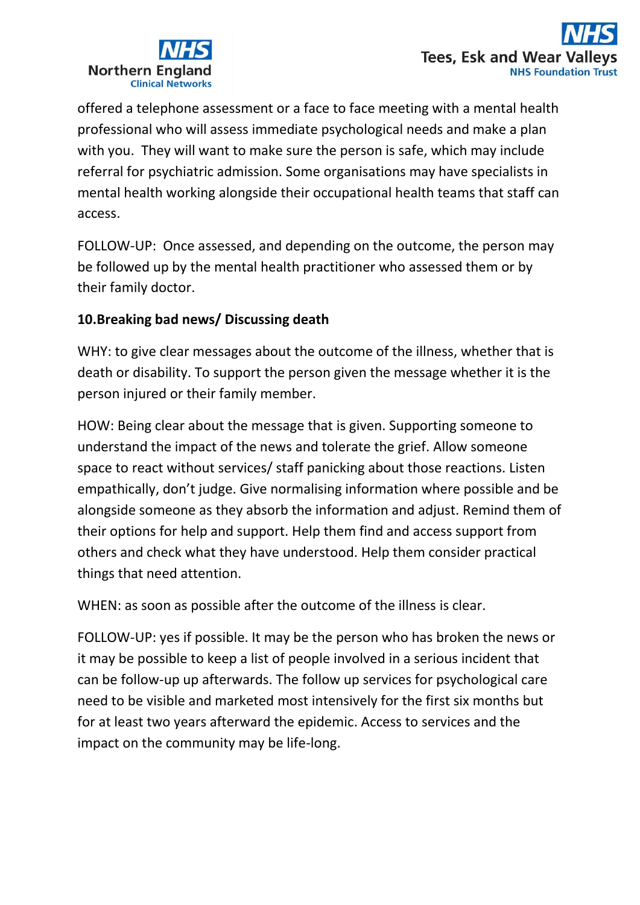offered a telephone assessment or a face to face meeting with a mental health professional who will assess immediate psychological needs and make a plan with you. They will want to make sure the person is safe, which may include referral for psychiatric admission. Some organisations may have specialists in mental health working alongside their occupational health teams that staff can access.

FOLLOW-UP: Once assessed, and depending on the outcome, the person may be followed up by the mental health practitioner who assessed them or by their family doctor.

**10.Breaking bad news/ Discussing death**

WHY: to give clear messages about the outcome of the illness, whether that is death or disability. To support the person given the message whether it is the person injured or their family member.

HOW: Being clear about the message that is given. Supporting someone to understand the impact of the news and tolerate the grief. Allow someone space to react without services/ staff panicking about those reactions. Listen empathically, don't judge. Give normalising information where possible and be alongside someone as they absorb the information and adjust. Remind them of their options for help and support. Help them find and access support from others and check what they have understood. Help them consider practical things that need attention.

WHEN: as soon as possible after the outcome of the illness is clear.

FOLLOW-UP: yes if possible. It may be the person who has broken the news or it may be possible to keep a list of people involved in a serious incident that can be follow-up up afterwards. The follow up services for psychological care need to be visible and marketed most intensively for the first six months but for at least two years afterward the epidemic. Access to services and the impact on the community may be life-long.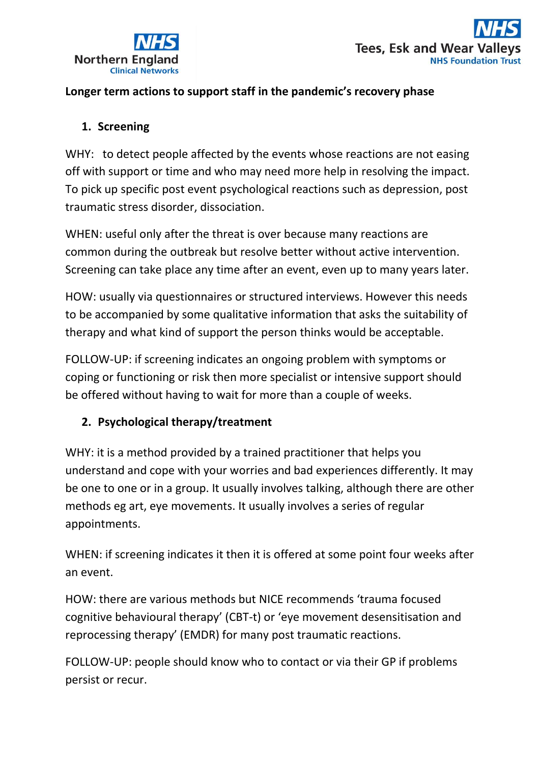**Longer term actions to support staff in the pandemic's recovery phase**

1. **Screening**

WHY: to detect people affected by the events whose reactions are not easing off with support or time and who may need more help in resolving the impact. To pick up specific post event psychological reactions such as depression, post traumatic stress disorder, dissociation.

WHEN: useful only after the threat is over because many reactions are common during the outbreak but resolve better without active intervention. Screening can take place any time after an event, even up to many years later.

HOW: usually via questionnaires or structured interviews. However this needs to be accompanied by some qualitative information that asks the suitability of therapy and what kind of support the person thinks would be acceptable.

FOLLOW-UP: if screening indicates an ongoing problem with symptoms or coping or functioning or risk then more specialist or intensive support should be offered without having to wait for more than a couple of weeks.

2. **Psychological therapy/treatment**

WHY: it is a method provided by a trained practitioner that helps you understand and cope with your worries and bad experiences differently. It may be one to one or in a group. It usually involves talking, although there are other methods eg art, eye movements. It usually involves a series of regular appointments.

WHEN: if screening indicates it then it is offered at some point four weeks after an event.

HOW: there are various methods but NICE recommends 'trauma focused cognitive behavioural therapy' (CBT-t) or 'eye movement desensitisation and reprocessing therapy' (EMDR) for many post traumatic reactions.

FOLLOW-UP: people should know who to contact or via their GP if problems persist or recur.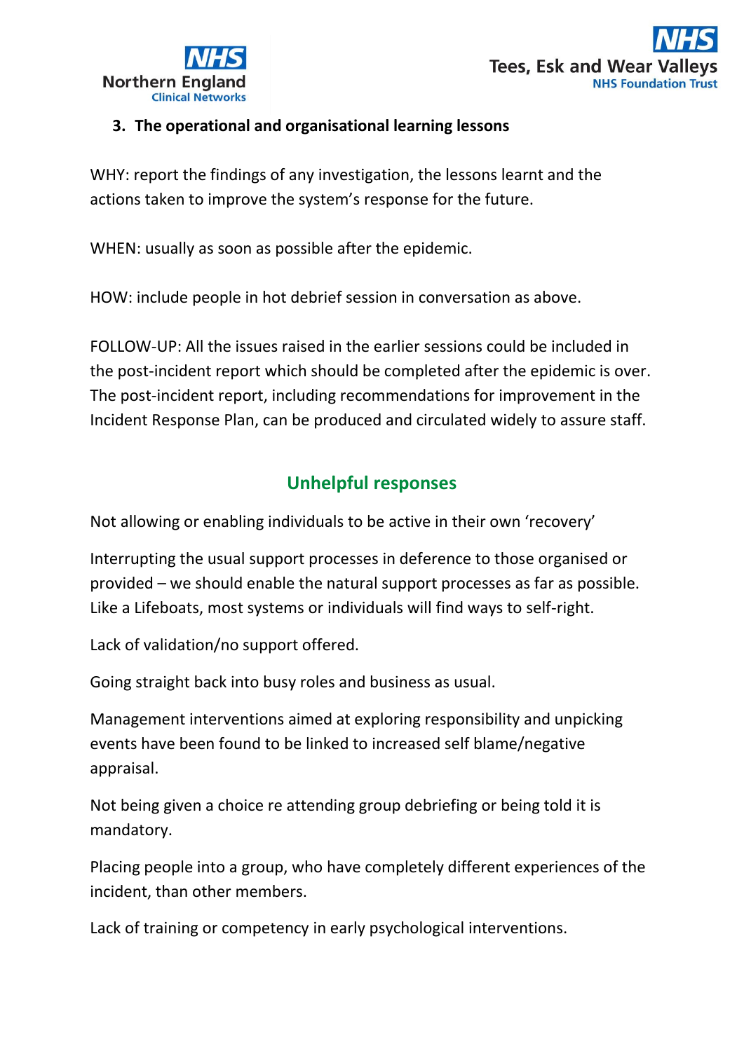### 3. The operational and organisational learning lessons

WHY: report the findings of any investigation, the lessons learnt and the actions taken to improve the system's response for the future.

WHEN: usually as soon as possible after the epidemic.

HOW: include people in hot debrief session in conversation as above.

FOLLOW-UP: All the issues raised in the earlier sessions could be included in the post-incident report which should be completed after the epidemic is over. The post-incident report, including recommendations for improvement in the Incident Response Plan, can be produced and circulated widely to assure staff.

## Unhelpful responses

Not allowing or enabling individuals to be active in their own 'recovery'

Interrupting the usual support processes in deference to those organised or provided – we should enable the natural support processes as far as possible. Like a Lifeboats, most systems or individuals will find ways to self-right.

Lack of validation/no support offered.

Going straight back into busy roles and business as usual.

Management interventions aimed at exploring responsibility and unpicking events have been found to be linked to increased self blame/negative appraisal.

Not being given a choice re attending group debriefing or being told it is mandatory.

Placing people into a group, who have completely different experiences of the incident, than other members.

Lack of training or competency in early psychological interventions.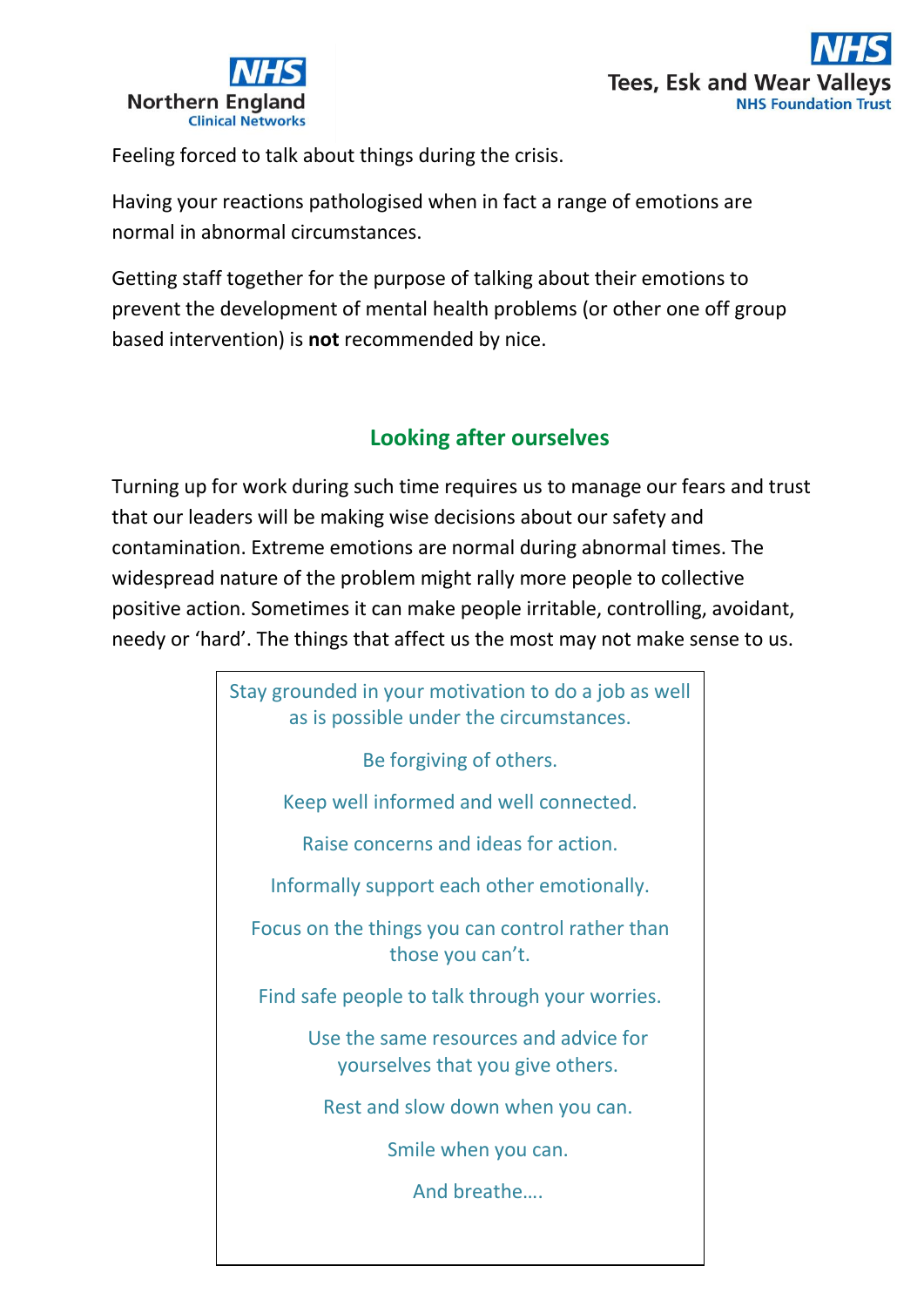Feeling forced to talk about things during the crisis.

Having your reactions pathologised when in fact a range of emotions are normal in abnormal circumstances.

Getting staff together for the purpose of talking about their emotions to prevent the development of mental health problems (or other one off group based intervention) is **not** recommended by nice.

## Looking after ourselves

Turning up for work during such time requires us to manage our fears and trust that our leaders will be making wise decisions about our safety and contamination. Extreme emotions are normal during abnormal times. The widespread nature of the problem might rally more people to collective positive action. Sometimes it can make people irritable, controlling, avoidant, needy or 'hard'. The things that affect us the most may not make sense to us.

Stay grounded in your motivation to do a job as well as is possible under the circumstances.

Be forgiving of others.

Keep well informed and well connected.

Raise concerns and ideas for action.

Informally support each other emotionally.

Focus on the things you can control rather than those you can't.

Find safe people to talk through your worries.

Use the same resources and advice for yourselves that you give others.

Rest and slow down when you can.

Smile when you can.

And breathe….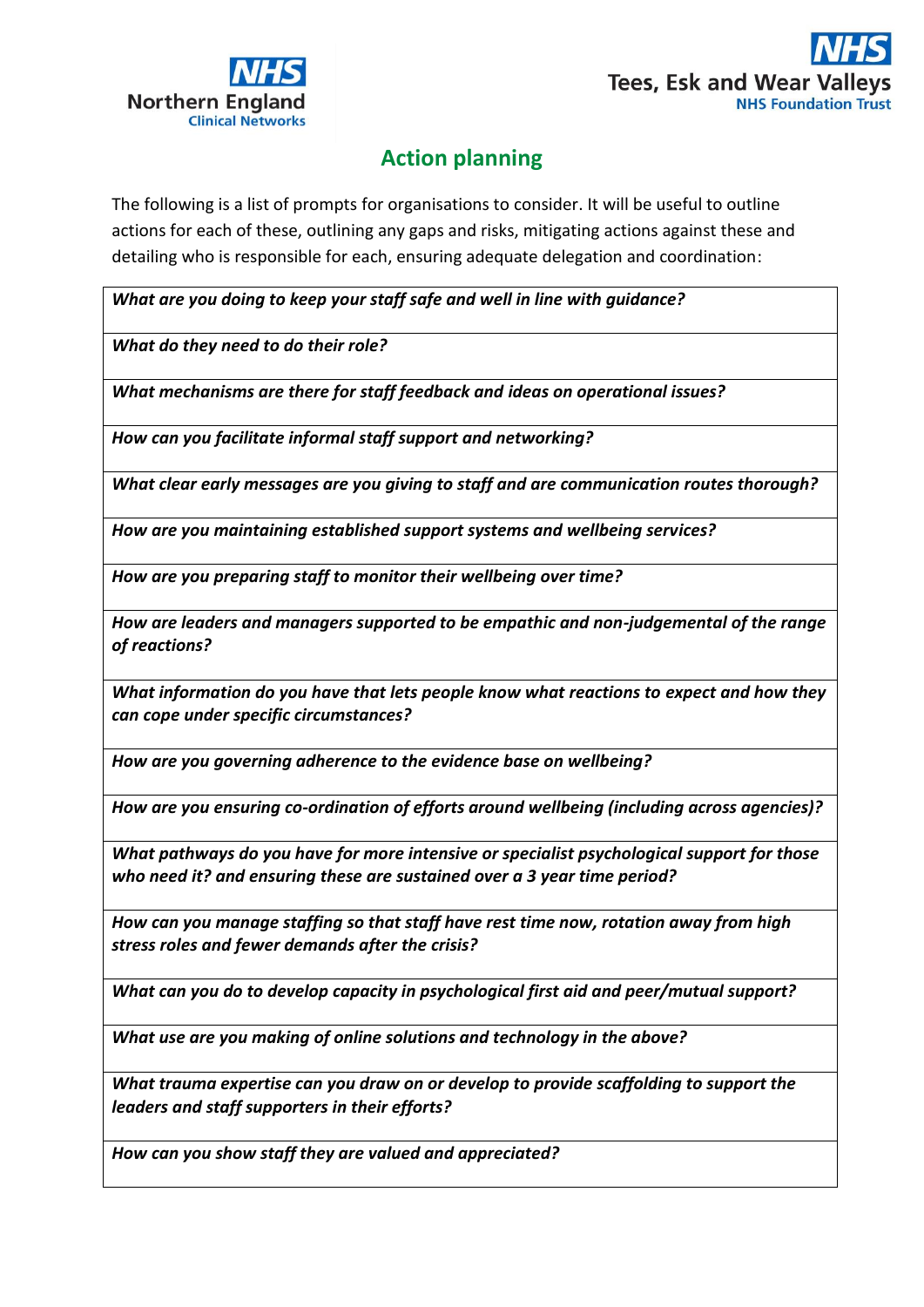## Action planning

The following is a list of prompts for organisations to consider. It will be useful to outline actions for each of these, outlining any gaps and risks, mitigating actions against these and detailing who is responsible for each, ensuring adequate delegation and coordination:

| ***What are you doing to keep your staff safe and well in line with guidance?*** |
|---|
| ***What do they need to do their role?*** |
| ***What mechanisms are there for staff feedback and ideas on operational issues?*** |
| ***How can you facilitate informal staff support and networking?*** |
| ***What clear early messages are you giving to staff and are communication routes thorough?*** |
| ***How are you maintaining established support systems and wellbeing services?*** |
| ***How are you preparing staff to monitor their wellbeing over time?*** |
| ***How are leaders and managers supported to be empathic and non-judgemental of the range of reactions?*** |
| ***What information do you have that lets people know what reactions to expect and how they can cope under specific circumstances?*** |
| ***How are you governing adherence to the evidence base on wellbeing?*** |
| ***How are you ensuring co-ordination of efforts around wellbeing (including across agencies)?*** |
| ***What pathways do you have for more intensive or specialist psychological support for those who need it? and ensuring these are sustained over a 3 year time period?*** |
| ***How can you manage staffing so that staff have rest time now, rotation away from high stress roles and fewer demands after the crisis?*** |
| ***What can you do to develop capacity in psychological first aid and peer/mutual support?*** |
| ***What use are you making of online solutions and technology in the above?*** |
| ***What trauma expertise can you draw on or develop to provide scaffolding to support the leaders and staff supporters in their efforts?*** |
| ***How can you show staff they are valued and appreciated?*** |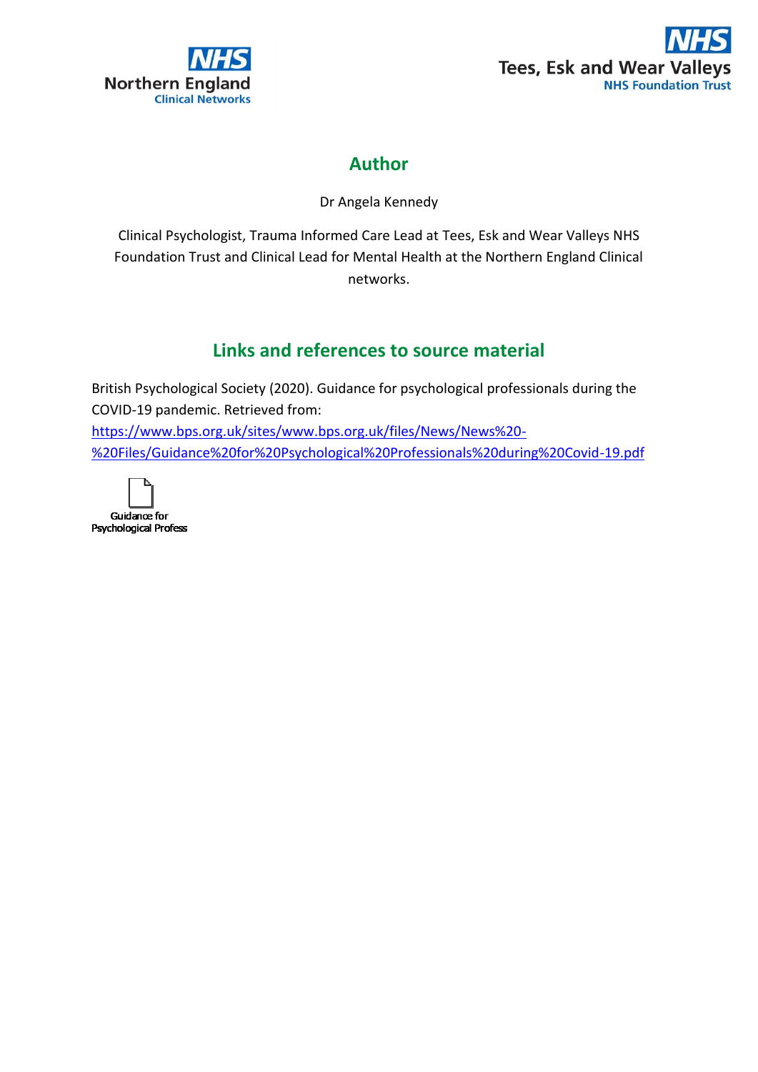## Author

Dr Angela Kennedy

Clinical Psychologist, Trauma Informed Care Lead at Tees, Esk and Wear Valleys NHS Foundation Trust and Clinical Lead for Mental Health at the Northern England Clinical networks.

## Links and references to source material

British Psychological Society (2020). Guidance for psychological professionals during the COVID-19 pandemic. Retrieved from: https://www.bps.org.uk/sites/www.bps.org.uk/files/News/News%20-%20Files/Guidance%20for%20Psychological%20Professionals%20during%20Covid-19.pdf

Guidance for Psychological Profess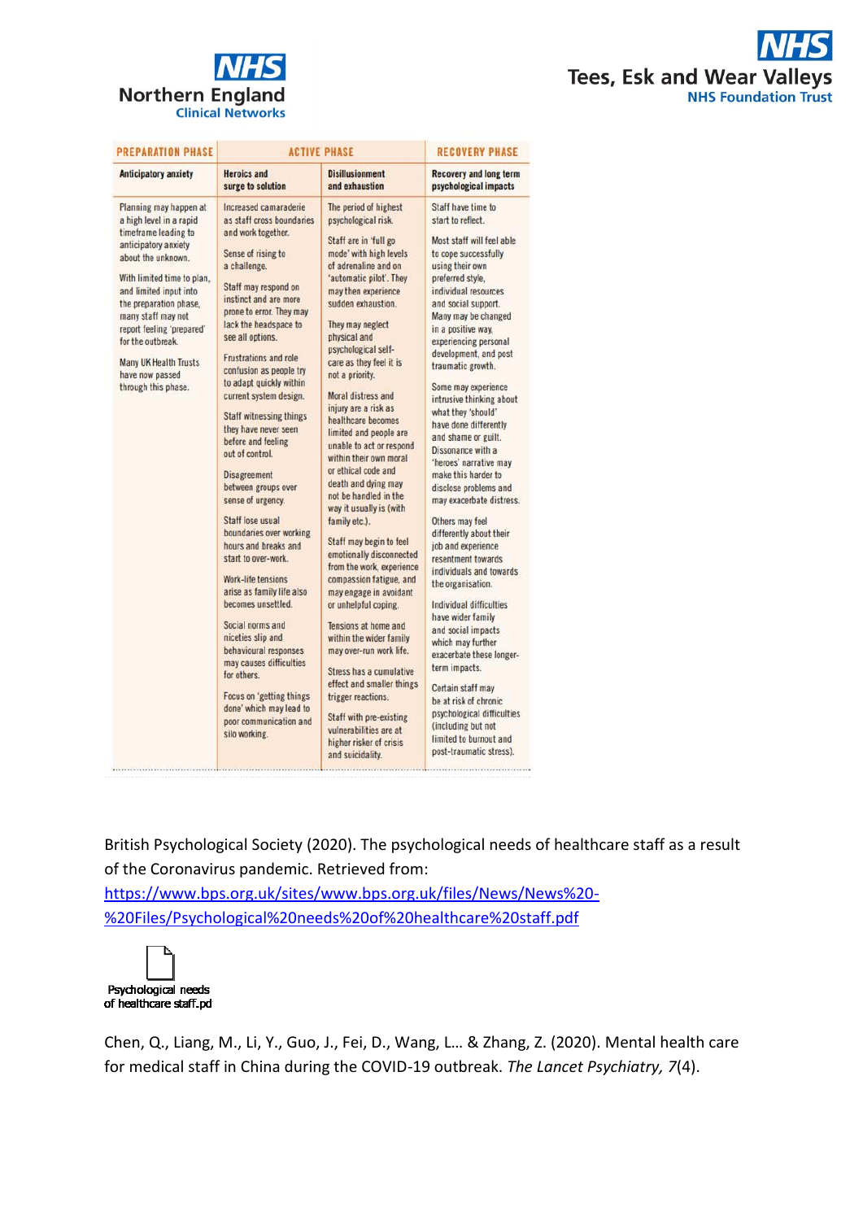| PREPARATION PHASE | ACTIVE PHASE | | RECOVERY PHASE |
|---|---|---|---|
| **Anticipatory anxiety** | **Heroics and surge to solution** | **Disillusionment and exhaustion** | **Recovery and long term psychological impacts** |
| Planning may happen at a high level in a rapid timeframe leading to anticipatory anxiety about the unknown.<br><br>With limited time to plan, and limited input into the preparation phase, many staff may not report feeling 'prepared' for the outbreak.<br><br>Many UK Health Trusts have now passed through this phase. | Increased camaraderie as staff cross boundaries and work together.<br><br>Sense of rising to a challenge.<br><br>Staff may respond on instinct and are more prone to error. They may lack the headspace to see all options.<br><br>Frustrations and role confusion as people try to adapt quickly within current system design.<br><br>Staff witnessing things they have never seen before and feeling out of control.<br><br>Disagreement between groups over sense of urgency.<br><br>Staff lose usual boundaries over working hours and breaks and start to over-work.<br><br>Work-life tensions arise as family life also becomes unsettled.<br><br>Social norms and niceties slip and behavioural responses may causes difficulties for others.<br><br>Focus on 'getting things done' which may lead to poor communication and silo working. | The period of highest psychological risk.<br><br>Staff are in 'full go mode' with high levels of adrenaline and on 'automatic pilot'. They may then experience sudden exhaustion.<br><br>They may neglect physical and psychological self-care as they feel it is not a priority.<br><br>Moral distress and injury are a risk as healthcare becomes limited and people are unable to act or respond within their own moral or ethical code and death and dying may not be handled in the way it usually is (with family etc.).<br><br>Staff may begin to feel emotionally disconnected from the work, experience compassion fatigue, and may engage in avoidant or unhelpful coping.<br><br>Tensions at home and within the wider family may over-run work life.<br><br>Stress has a cumulative effect and smaller things trigger reactions.<br><br>Staff with pre-existing vulnerabilities are at higher risker of crisis and suicidality. | Staff have time to start to reflect.<br><br>Most staff will feel able to cope successfully using their own preferred style, individual resources and social support. Many may be changed in a positive way, experiencing personal development, and post traumatic growth.<br><br>Some may experience intrusive thinking about what they 'should' have done differently and shame or guilt. Dissonance with a 'heroes' narrative may make this harder to disclose problems and may exacerbate distress.<br><br>Others may feel differently about their job and experience resentment towards individuals and towards the organisation.<br><br>Individual difficulties have wider family and social impacts which may further exacerbate these longer-term impacts.<br><br>Certain staff may be at risk of chronic psychological difficulties (including but not limited to burnout and post-traumatic stress). |

British Psychological Society (2020). The psychological needs of healthcare staff as a result of the Coronavirus pandemic. Retrieved from: [https://www.bps.org.uk/sites/www.bps.org.uk/files/News/News%20-%20Files/Psychological%20needs%20of%20healthcare%20staff.pdf](https://www.bps.org.uk/sites/www.bps.org.uk/files/News/News%20-%20Files/Psychological%20needs%20of%20healthcare%20staff.pdf)

Psychological needs of healthcare staff.pd

Chen, Q., Liang, M., Li, Y., Guo, J., Fei, D., Wang, L… & Zhang, Z. (2020). Mental health care for medical staff in China during the COVID-19 outbreak. *The Lancet Psychiatry, 7*(4).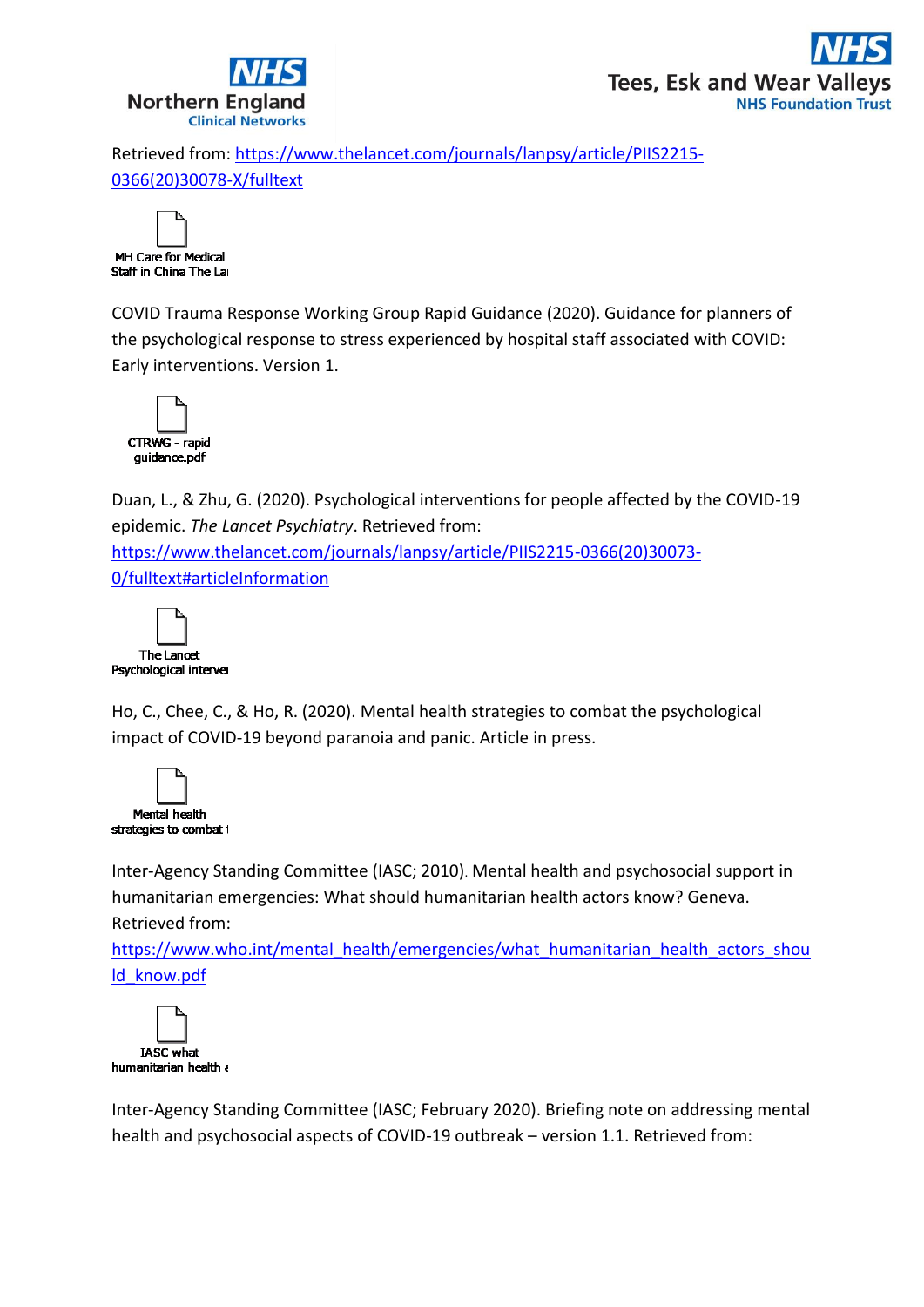Retrieved from: https://www.thelancet.com/journals/lanpsy/article/PIIS2215-0366(20)30078-X/fulltext

MH Care for Medical Staff in China The La

COVID Trauma Response Working Group Rapid Guidance (2020). Guidance for planners of the psychological response to stress experienced by hospital staff associated with COVID: Early interventions. Version 1.

CTRWG - rapid guidance.pdf

Duan, L., & Zhu, G. (2020). Psychological interventions for people affected by the COVID-19 epidemic. *The Lancet Psychiatry*. Retrieved from: https://www.thelancet.com/journals/lanpsy/article/PIIS2215-0366(20)30073-0/fulltext#articleInformation

The Lancet Psychological interve

Ho, C., Chee, C., & Ho, R. (2020). Mental health strategies to combat the psychological impact of COVID-19 beyond paranoia and panic. Article in press.

Mental health strategies to combat t

Inter-Agency Standing Committee (IASC; 2010). Mental health and psychosocial support in humanitarian emergencies: What should humanitarian health actors know? Geneva. Retrieved from: https://www.who.int/mental_health/emergencies/what_humanitarian_health_actors_should_know.pdf

IASC what humanitarian health a

Inter-Agency Standing Committee (IASC; February 2020). Briefing note on addressing mental health and psychosocial aspects of COVID-19 outbreak – version 1.1. Retrieved from: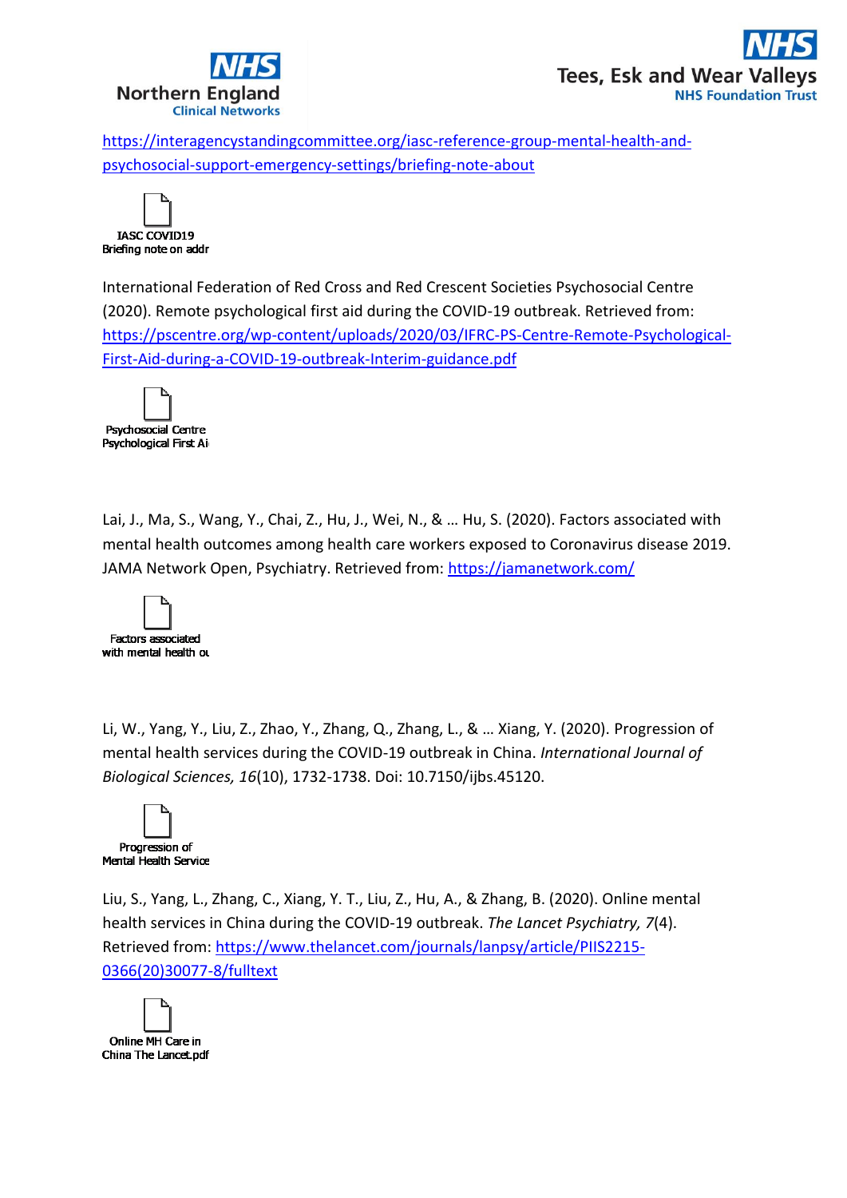https://interagencystandingcommittee.org/iasc-reference-group-mental-health-and-psychosocial-support-emergency-settings/briefing-note-about

IASC COVID19 Briefing note on addr

International Federation of Red Cross and Red Crescent Societies Psychosocial Centre (2020). Remote psychological first aid during the COVID-19 outbreak. Retrieved from: https://pscentre.org/wp-content/uploads/2020/03/IFRC-PS-Centre-Remote-Psychological-First-Aid-during-a-COVID-19-outbreak-Interim-guidance.pdf

Psychosocial Centre Psychological First Ai

Lai, J., Ma, S., Wang, Y., Chai, Z., Hu, J., Wei, N., & … Hu, S. (2020). Factors associated with mental health outcomes among health care workers exposed to Coronavirus disease 2019. JAMA Network Open, Psychiatry. Retrieved from: https://jamanetwork.com/

Factors associated with mental health ou

Li, W., Yang, Y., Liu, Z., Zhao, Y., Zhang, Q., Zhang, L., & … Xiang, Y. (2020). Progression of mental health services during the COVID-19 outbreak in China. *International Journal of Biological Sciences, 16*(10), 1732-1738. Doi: 10.7150/ijbs.45120.

Progression of Mental Health Service

Liu, S., Yang, L., Zhang, C., Xiang, Y. T., Liu, Z., Hu, A., & Zhang, B. (2020). Online mental health services in China during the COVID-19 outbreak. *The Lancet Psychiatry, 7*(4). Retrieved from: https://www.thelancet.com/journals/lanpsy/article/PIIS2215-0366(20)30077-8/fulltext

Online MH Care in China The Lancet.pdf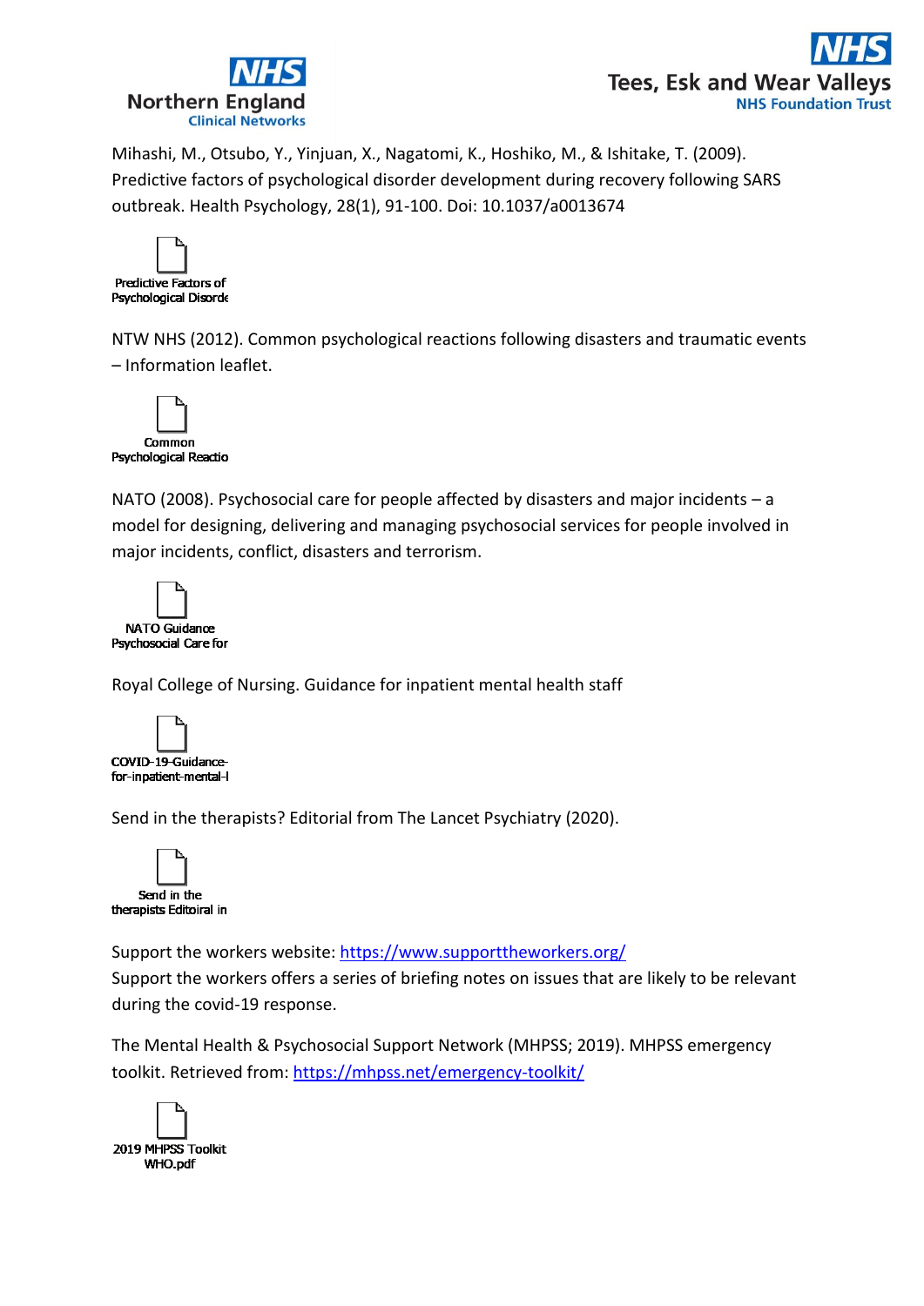Mihashi, M., Otsubo, Y., Yinjuan, X., Nagatomi, K., Hoshiko, M., & Ishitake, T. (2009). Predictive factors of psychological disorder development during recovery following SARS outbreak. Health Psychology, 28(1), 91-100. Doi: 10.1037/a0013674

Predictive Factors of Psychological Disorde

NTW NHS (2012). Common psychological reactions following disasters and traumatic events – Information leaflet.

Common Psychological Reactio

NATO (2008). Psychosocial care for people affected by disasters and major incidents – a model for designing, delivering and managing psychosocial services for people involved in major incidents, conflict, disasters and terrorism.

NATO Guidance Psychosocial Care for

Royal College of Nursing. Guidance for inpatient mental health staff

COVID-19-Guidance-for-inpatient-mental-l

Send in the therapists? Editorial from The Lancet Psychiatry (2020).

Send in the therapists Editoiral in

Support the workers website: https://www.supporttheworkers.org/
Support the workers offers a series of briefing notes on issues that are likely to be relevant during the covid-19 response.

The Mental Health & Psychosocial Support Network (MHPSS; 2019). MHPSS emergency toolkit. Retrieved from: https://mhpss.net/emergency-toolkit/

2019 MHPSS Toolkit WHO.pdf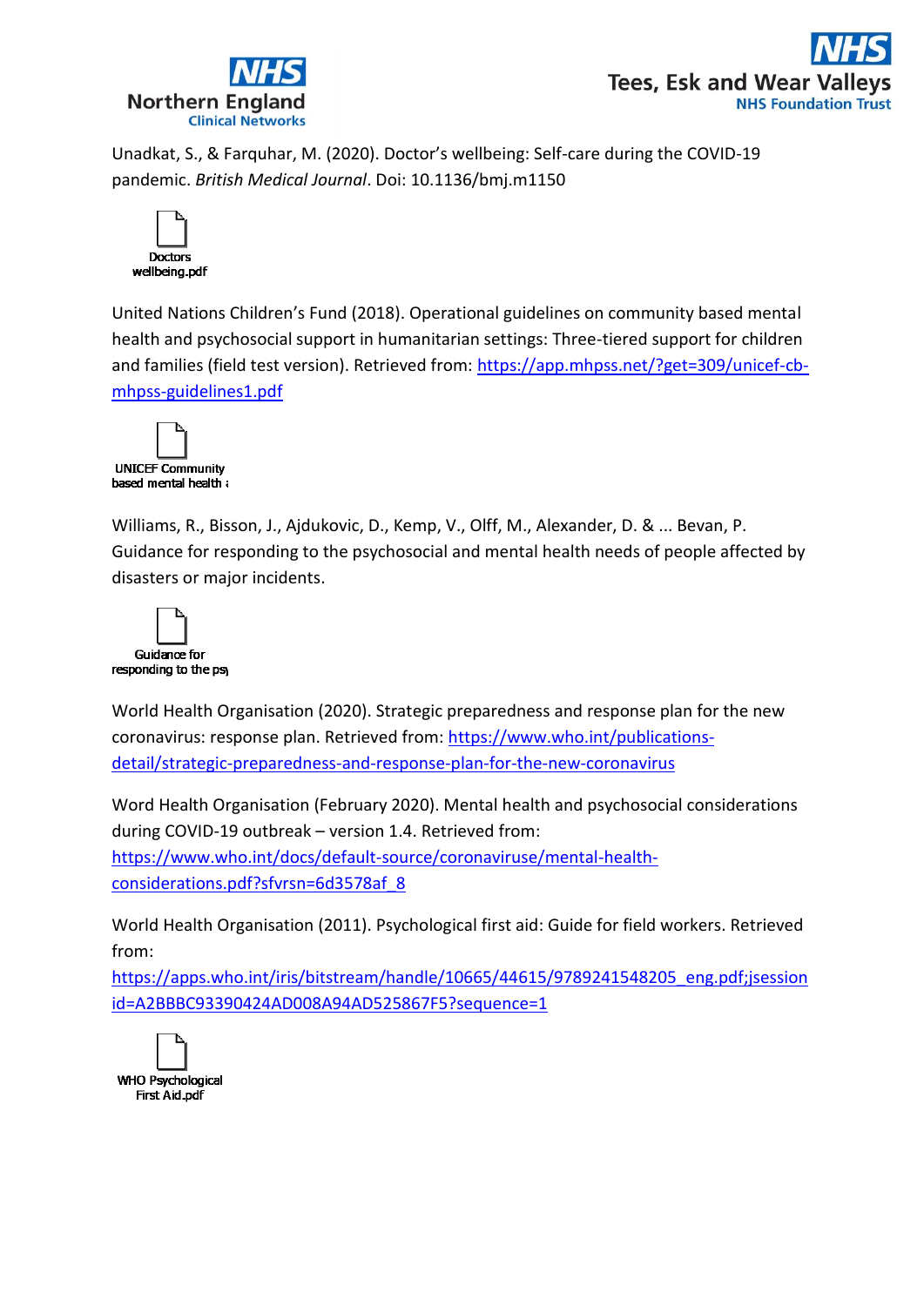Unadkat, S., & Farquhar, M. (2020). Doctor's wellbeing: Self-care during the COVID-19 pandemic. *British Medical Journal*. Doi: 10.1136/bmj.m1150

Doctors wellbeing.pdf

United Nations Children's Fund (2018). Operational guidelines on community based mental health and psychosocial support in humanitarian settings: Three-tiered support for children and families (field test version). Retrieved from: https://app.mhpss.net/?get=309/unicef-cb-mhpss-guidelines1.pdf

UNICEF Community based mental health a

Williams, R., Bisson, J., Ajdukovic, D., Kemp, V., Olff, M., Alexander, D. & ... Bevan, P. Guidance for responding to the psychosocial and mental health needs of people affected by disasters or major incidents.

Guidance for responding to the psy

World Health Organisation (2020). Strategic preparedness and response plan for the new coronavirus: response plan. Retrieved from: https://www.who.int/publications-detail/strategic-preparedness-and-response-plan-for-the-new-coronavirus

Word Health Organisation (February 2020). Mental health and psychosocial considerations during COVID-19 outbreak – version 1.4. Retrieved from: https://www.who.int/docs/default-source/coronaviruse/mental-health-considerations.pdf?sfvrsn=6d3578af_8

World Health Organisation (2011). Psychological first aid: Guide for field workers. Retrieved from: https://apps.who.int/iris/bitstream/handle/10665/44615/9789241548205_eng.pdf;jsessionid=A2BBBC93390424AD008A94AD525867F5?sequence=1

WHO Psychological First Aid.pdf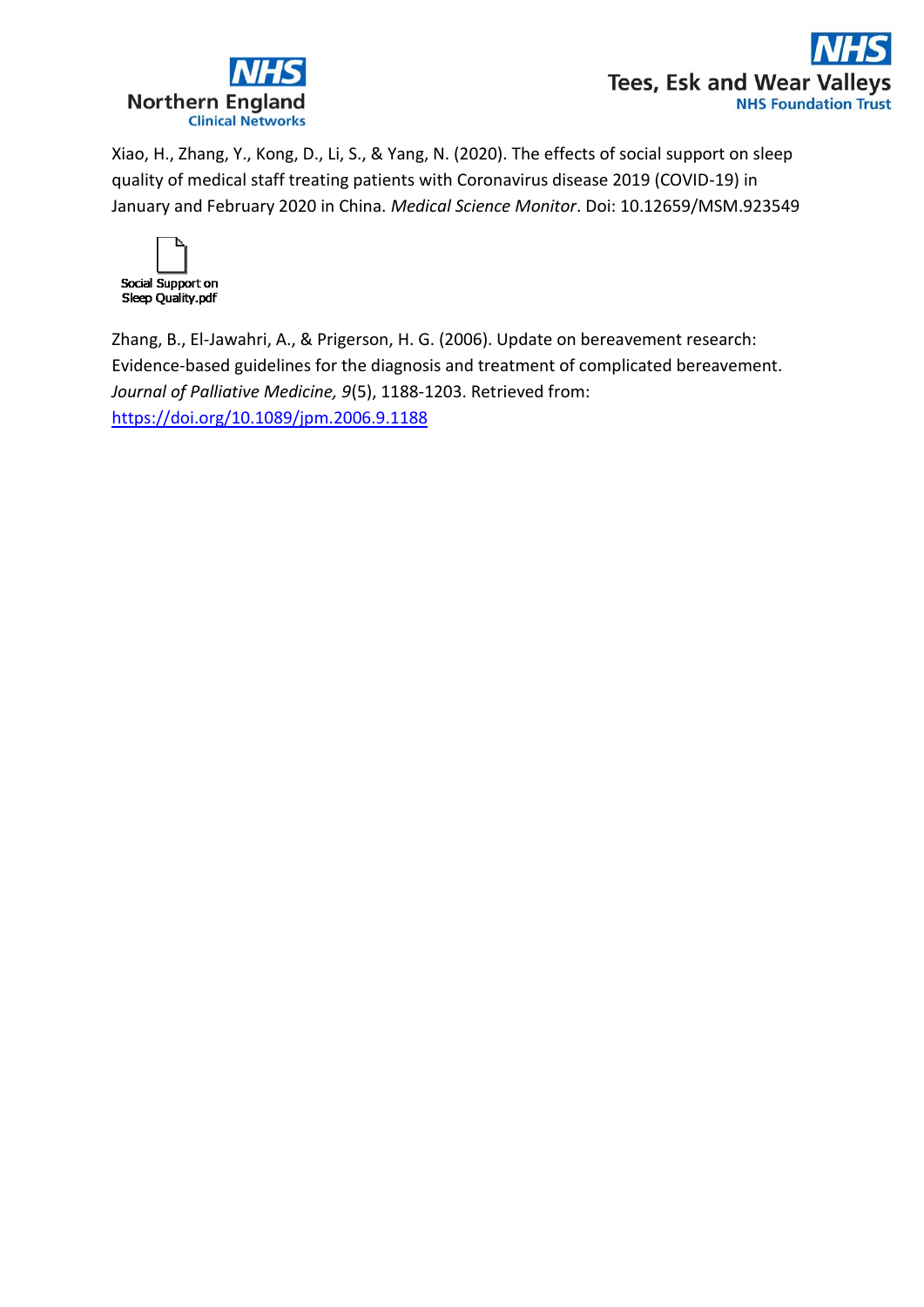Xiao, H., Zhang, Y., Kong, D., Li, S., & Yang, N. (2020). The effects of social support on sleep quality of medical staff treating patients with Coronavirus disease 2019 (COVID-19) in January and February 2020 in China. *Medical Science Monitor*. Doi: 10.12659/MSM.923549

Social Support on Sleep Quality.pdf

Zhang, B., El-Jawahri, A., & Prigerson, H. G. (2006). Update on bereavement research: Evidence-based guidelines for the diagnosis and treatment of complicated bereavement. *Journal of Palliative Medicine, 9*(5), 1188-1203. Retrieved from: https://doi.org/10.1089/jpm.2006.9.1188